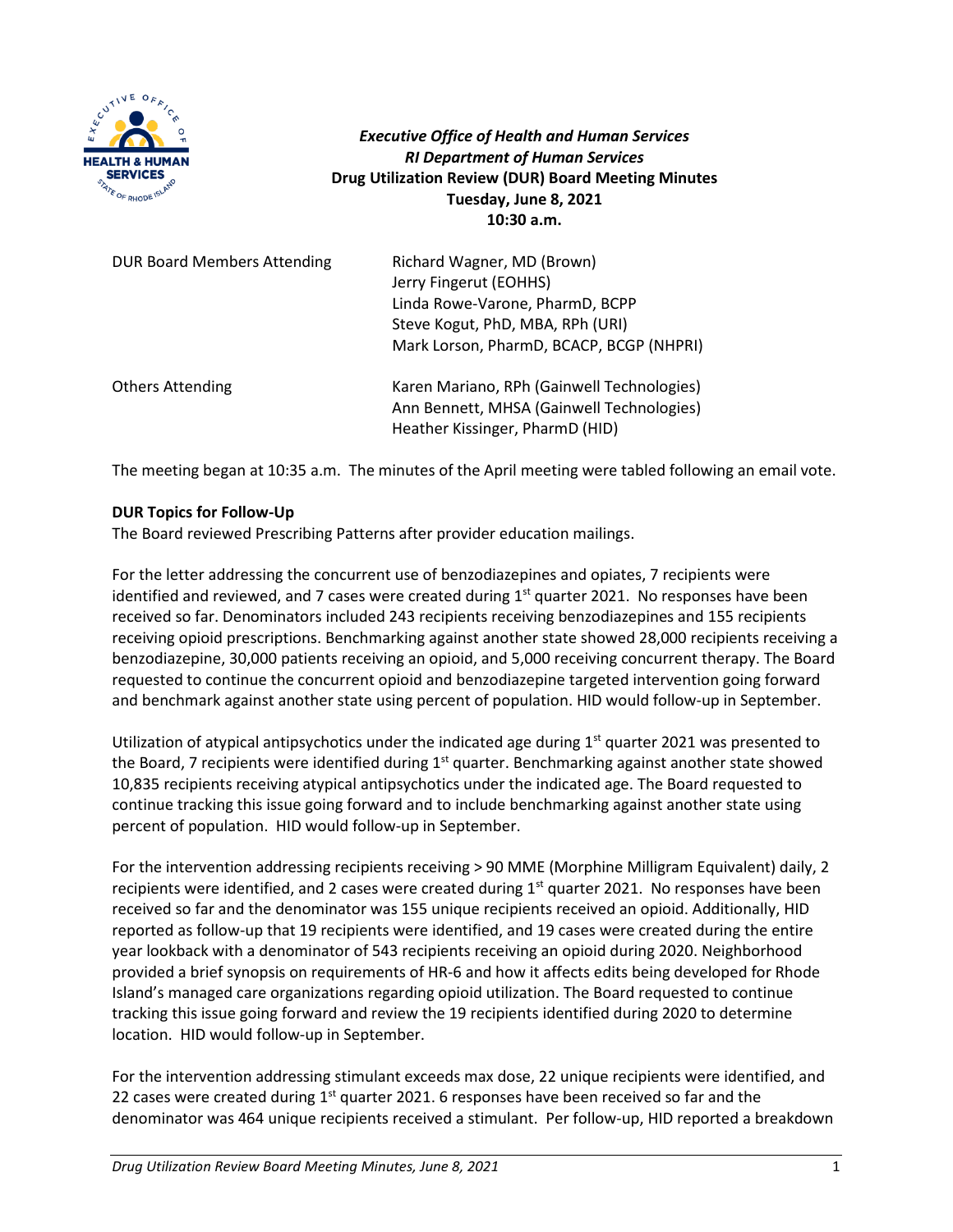**Executive Office of Health and Human Services**
***RI Department of Human Services***
**Drug Utilization Review (DUR) Board Meeting Minutes**
**Tuesday, June 8, 2021**
**10:30 a.m.**

| | |
|---|---|
| DUR Board Members Attending | Richard Wagner, MD (Brown)<br>Jerry Fingerut (EOHHS)<br>Linda Rowe-Varone, PharmD, BCPP<br>Steve Kogut, PhD, MBA, RPh (URI)<br>Mark Lorson, PharmD, BCACP, BCGP (NHPRI) |
| Others Attending | Karen Mariano, RPh (Gainwell Technologies)<br>Ann Bennett, MHSA (Gainwell Technologies)<br>Heather Kissinger, PharmD (HID) |

The meeting began at 10:35 a.m. The minutes of the April meeting were tabled following an email vote.

**DUR Topics for Follow-Up**

The Board reviewed Prescribing Patterns after provider education mailings.

For the letter addressing the concurrent use of benzodiazepines and opiates, 7 recipients were identified and reviewed, and 7 cases were created during 1st quarter 2021. No responses have been received so far. Denominators included 243 recipients receiving benzodiazepines and 155 recipients receiving opioid prescriptions. Benchmarking against another state showed 28,000 recipients receiving a benzodiazepine, 30,000 patients receiving an opioid, and 5,000 receiving concurrent therapy. The Board requested to continue the concurrent opioid and benzodiazepine targeted intervention going forward and benchmark against another state using percent of population. HID would follow-up in September.

Utilization of atypical antipsychotics under the indicated age during 1st quarter 2021 was presented to the Board, 7 recipients were identified during 1st quarter. Benchmarking against another state showed 10,835 recipients receiving atypical antipsychotics under the indicated age. The Board requested to continue tracking this issue going forward and to include benchmarking against another state using percent of population. HID would follow-up in September.

For the intervention addressing recipients receiving > 90 MME (Morphine Milligram Equivalent) daily, 2 recipients were identified, and 2 cases were created during 1st quarter 2021. No responses have been received so far and the denominator was 155 unique recipients received an opioid. Additionally, HID reported as follow-up that 19 recipients were identified, and 19 cases were created during the entire year lookback with a denominator of 543 recipients receiving an opioid during 2020. Neighborhood provided a brief synopsis on requirements of HR-6 and how it affects edits being developed for Rhode Island's managed care organizations regarding opioid utilization. The Board requested to continue tracking this issue going forward and review the 19 recipients identified during 2020 to determine location. HID would follow-up in September.

For the intervention addressing stimulant exceeds max dose, 22 unique recipients were identified, and 22 cases were created during 1st quarter 2021. 6 responses have been received so far and the denominator was 464 unique recipients received a stimulant. Per follow-up, HID reported a breakdown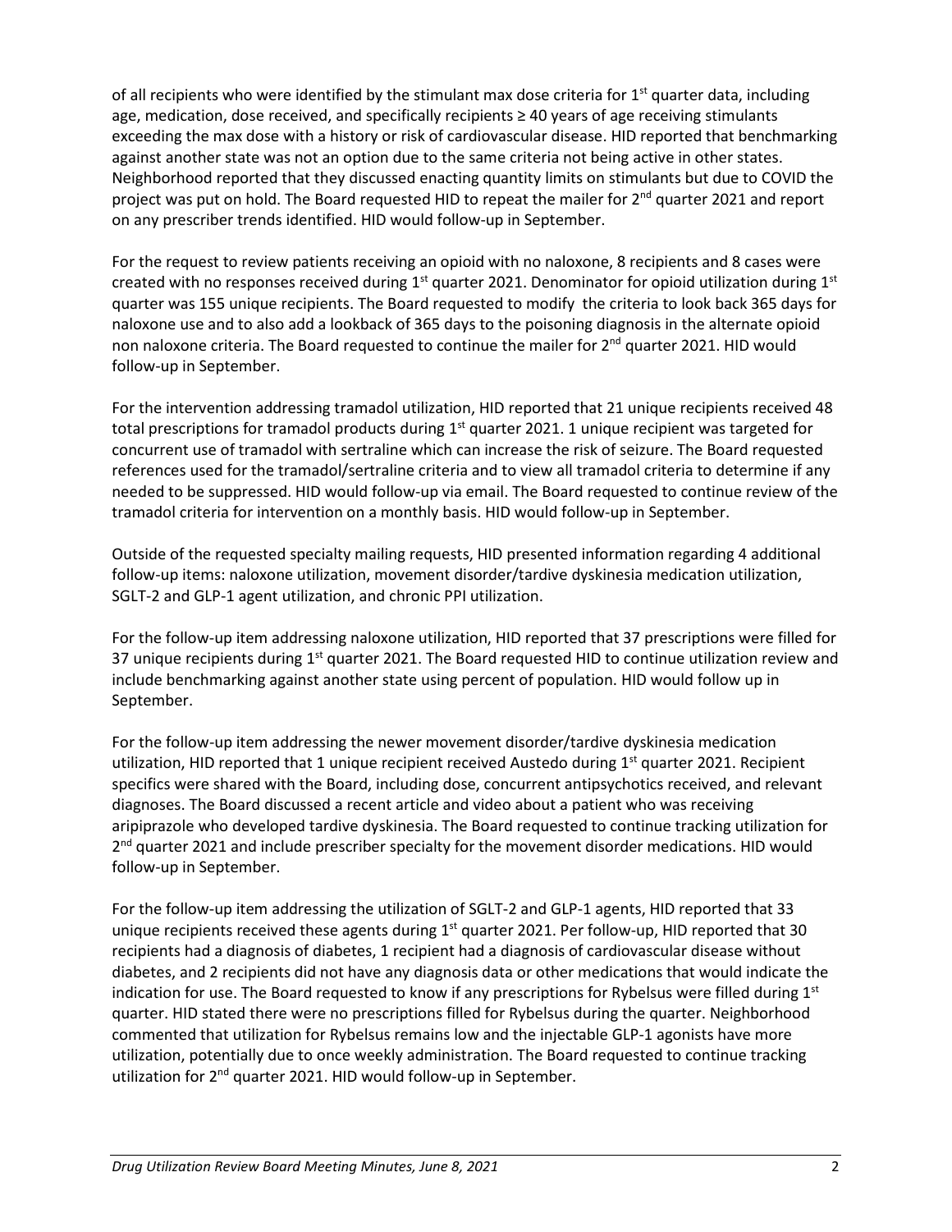of all recipients who were identified by the stimulant max dose criteria for 1st quarter data, including age, medication, dose received, and specifically recipients ≥ 40 years of age receiving stimulants exceeding the max dose with a history or risk of cardiovascular disease. HID reported that benchmarking against another state was not an option due to the same criteria not being active in other states. Neighborhood reported that they discussed enacting quantity limits on stimulants but due to COVID the project was put on hold. The Board requested HID to repeat the mailer for 2nd quarter 2021 and report on any prescriber trends identified. HID would follow-up in September.

For the request to review patients receiving an opioid with no naloxone, 8 recipients and 8 cases were created with no responses received during 1st quarter 2021. Denominator for opioid utilization during 1st quarter was 155 unique recipients. The Board requested to modify the criteria to look back 365 days for naloxone use and to also add a lookback of 365 days to the poisoning diagnosis in the alternate opioid non naloxone criteria. The Board requested to continue the mailer for 2nd quarter 2021. HID would follow-up in September.

For the intervention addressing tramadol utilization, HID reported that 21 unique recipients received 48 total prescriptions for tramadol products during 1st quarter 2021. 1 unique recipient was targeted for concurrent use of tramadol with sertraline which can increase the risk of seizure. The Board requested references used for the tramadol/sertraline criteria and to view all tramadol criteria to determine if any needed to be suppressed. HID would follow-up via email. The Board requested to continue review of the tramadol criteria for intervention on a monthly basis. HID would follow-up in September.

Outside of the requested specialty mailing requests, HID presented information regarding 4 additional follow-up items: naloxone utilization, movement disorder/tardive dyskinesia medication utilization, SGLT-2 and GLP-1 agent utilization, and chronic PPI utilization.

For the follow-up item addressing naloxone utilization, HID reported that 37 prescriptions were filled for 37 unique recipients during 1st quarter 2021. The Board requested HID to continue utilization review and include benchmarking against another state using percent of population. HID would follow up in September.

For the follow-up item addressing the newer movement disorder/tardive dyskinesia medication utilization, HID reported that 1 unique recipient received Austedo during 1st quarter 2021. Recipient specifics were shared with the Board, including dose, concurrent antipsychotics received, and relevant diagnoses. The Board discussed a recent article and video about a patient who was receiving aripiprazole who developed tardive dyskinesia. The Board requested to continue tracking utilization for 2nd quarter 2021 and include prescriber specialty for the movement disorder medications. HID would follow-up in September.

For the follow-up item addressing the utilization of SGLT-2 and GLP-1 agents, HID reported that 33 unique recipients received these agents during 1st quarter 2021. Per follow-up, HID reported that 30 recipients had a diagnosis of diabetes, 1 recipient had a diagnosis of cardiovascular disease without diabetes, and 2 recipients did not have any diagnosis data or other medications that would indicate the indication for use. The Board requested to know if any prescriptions for Rybelsus were filled during 1st quarter. HID stated there were no prescriptions filled for Rybelsus during the quarter. Neighborhood commented that utilization for Rybelsus remains low and the injectable GLP-1 agonists have more utilization, potentially due to once weekly administration. The Board requested to continue tracking utilization for 2nd quarter 2021. HID would follow-up in September.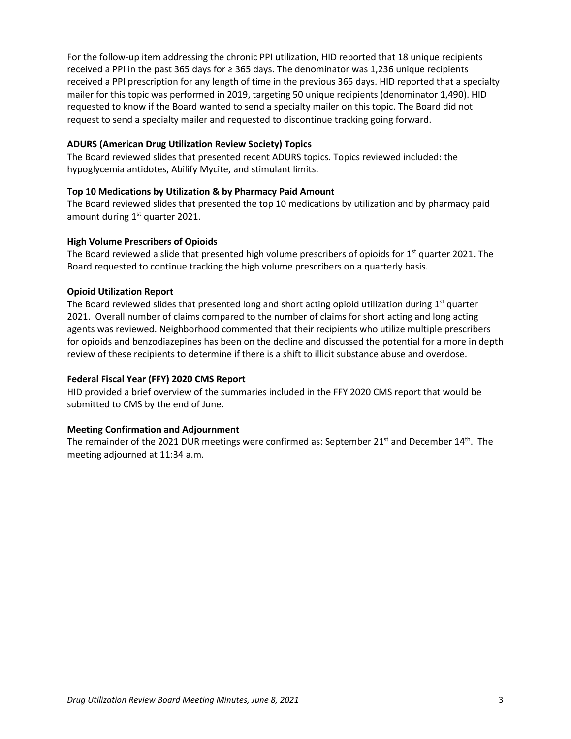For the follow-up item addressing the chronic PPI utilization, HID reported that 18 unique recipients received a PPI in the past 365 days for ≥ 365 days. The denominator was 1,236 unique recipients received a PPI prescription for any length of time in the previous 365 days. HID reported that a specialty mailer for this topic was performed in 2019, targeting 50 unique recipients (denominator 1,490). HID requested to know if the Board wanted to send a specialty mailer on this topic. The Board did not request to send a specialty mailer and requested to discontinue tracking going forward.

**ADURS (American Drug Utilization Review Society) Topics**

The Board reviewed slides that presented recent ADURS topics. Topics reviewed included: the hypoglycemia antidotes, Abilify Mycite, and stimulant limits.

**Top 10 Medications by Utilization & by Pharmacy Paid Amount**

The Board reviewed slides that presented the top 10 medications by utilization and by pharmacy paid amount during 1st quarter 2021.

**High Volume Prescribers of Opioids**

The Board reviewed a slide that presented high volume prescribers of opioids for 1st quarter 2021. The Board requested to continue tracking the high volume prescribers on a quarterly basis.

**Opioid Utilization Report**

The Board reviewed slides that presented long and short acting opioid utilization during 1st quarter 2021. Overall number of claims compared to the number of claims for short acting and long acting agents was reviewed. Neighborhood commented that their recipients who utilize multiple prescribers for opioids and benzodiazepines has been on the decline and discussed the potential for a more in depth review of these recipients to determine if there is a shift to illicit substance abuse and overdose.

**Federal Fiscal Year (FFY) 2020 CMS Report**

HID provided a brief overview of the summaries included in the FFY 2020 CMS report that would be submitted to CMS by the end of June.

**Meeting Confirmation and Adjournment**

The remainder of the 2021 DUR meetings were confirmed as: September 21st and December 14th. The meeting adjourned at 11:34 a.m.